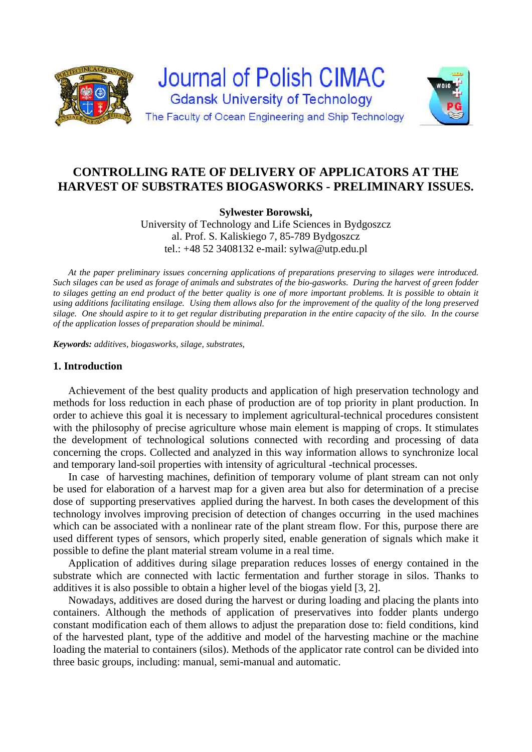# CONTROLLING RATE OF DELIVERY OF APPLICATORS AT THE HARVEST OF SUBSTRATES BIOGASWORKS - PRELIMINARY ISSUES.

**Sylwester Borowski,**

University of Technology and Life Sciences in Bydgoszcz
al. Prof. S. Kaliskiego 7, 85-789 Bydgoszcz
tel.: +48 52 3408132 e-mail: sylwa@utp.edu.pl

*At the paper preliminary issues concerning applications of preparations preserving to silages were introduced. Such silages can be used as forage of animals and substrates of the bio-gasworks. During the harvest of green fodder to silages getting an end product of the better quality is one of more important problems. It is possible to obtain it using additions facilitating ensilage. Using them allows also for the improvement of the quality of the long preserved silage. One should aspire to it to get regular distributing preparation in the entire capacity of the silo. In the course of the application losses of preparation should be minimal.*

***Keywords:*** *additives, biogasworks, silage, substrates,*

## 1. Introduction

Achievement of the best quality products and application of high preservation technology and methods for loss reduction in each phase of production are of top priority in plant production. In order to achieve this goal it is necessary to implement agricultural-technical procedures consistent with the philosophy of precise agriculture whose main element is mapping of crops. It stimulates the development of technological solutions connected with recording and processing of data concerning the crops. Collected and analyzed in this way information allows to synchronize local and temporary land-soil properties with intensity of agricultural -technical processes.

In case of harvesting machines, definition of temporary volume of plant stream can not only be used for elaboration of a harvest map for a given area but also for determination of a precise dose of supporting preservatives applied during the harvest. In both cases the development of this technology involves improving precision of detection of changes occurring in the used machines which can be associated with a nonlinear rate of the plant stream flow. For this, purpose there are used different types of sensors, which properly sited, enable generation of signals which make it possible to define the plant material stream volume in a real time.

Application of additives during silage preparation reduces losses of energy contained in the substrate which are connected with lactic fermentation and further storage in silos. Thanks to additives it is also possible to obtain a higher level of the biogas yield [3, 2].

Nowadays, additives are dosed during the harvest or during loading and placing the plants into containers. Although the methods of application of preservatives into fodder plants undergo constant modification each of them allows to adjust the preparation dose to: field conditions, kind of the harvested plant, type of the additive and model of the harvesting machine or the machine loading the material to containers (silos). Methods of the applicator rate control can be divided into three basic groups, including: manual, semi-manual and automatic.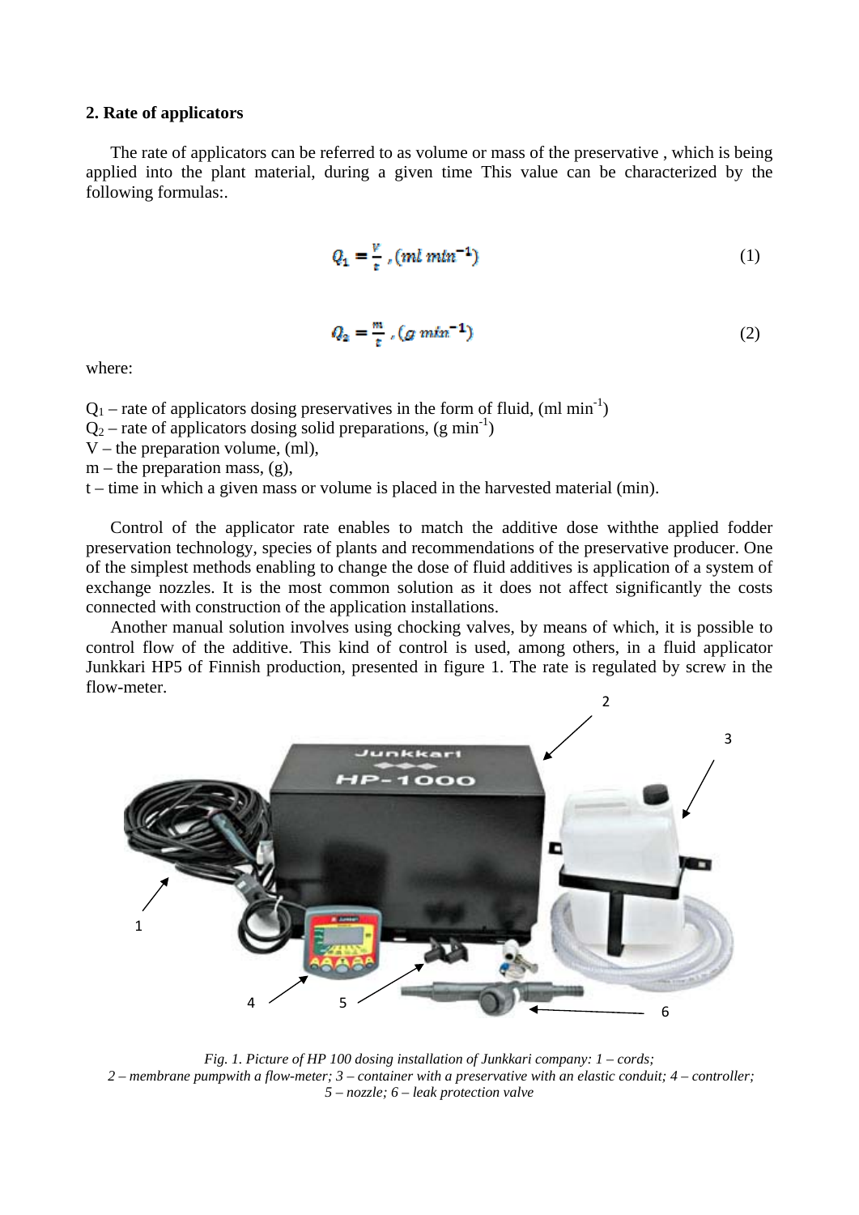## 2. Rate of applicators

The rate of applicators can be referred to as volume or mass of the preservative , which is being applied into the plant material, during a given time This value can be characterized by the following formulas:.

$$Q_1 = \frac{V}{t}, (ml\ min^{-1}) \quad (1)$$

$$Q_2 = \frac{m}{t}, (g\ min^{-1}) \quad (2)$$

where:

$Q_1$ – rate of applicators dosing preservatives in the form of fluid, ($ml\ min^{-1}$)
$Q_2$ – rate of applicators dosing solid preparations, ($g\ min^{-1}$)
V – the preparation volume, (ml),
m – the preparation mass, (g),
t – time in which a given mass or volume is placed in the harvested material (min).

Control of the applicator rate enables to match the additive dose withthe applied fodder preservation technology, species of plants and recommendations of the preservative producer. One of the simplest methods enabling to change the dose of fluid additives is application of a system of exchange nozzles. It is the most common solution as it does not affect significantly the costs connected with construction of the application installations.

Another manual solution involves using chocking valves, by means of which, it is possible to control flow of the additive. This kind of control is used, among others, in a fluid applicator Junkkari HP5 of Finnish production, presented in figure 1. The rate is regulated by screw in the flow-meter.

*Fig. 1. Picture of HP 100 dosing installation of Junkkari company: 1 – cords; 2 – membrane pumpwith a flow-meter; 3 – container with a preservative with an elastic conduit; 4 – controller; 5 – nozzle; 6 – leak protection valve*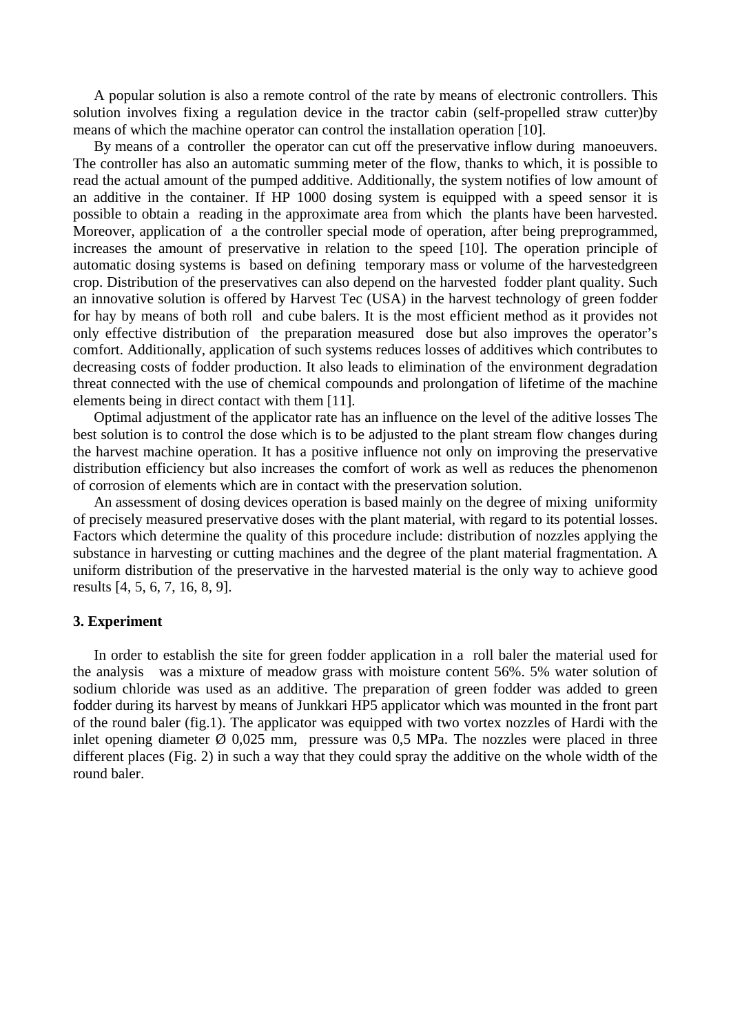A popular solution is also a remote control of the rate by means of electronic controllers. This solution involves fixing a regulation device in the tractor cabin (self-propelled straw cutter)by means of which the machine operator can control the installation operation [10].

By means of a controller the operator can cut off the preservative inflow during manoeuvers. The controller has also an automatic summing meter of the flow, thanks to which, it is possible to read the actual amount of the pumped additive. Additionally, the system notifies of low amount of an additive in the container. If HP 1000 dosing system is equipped with a speed sensor it is possible to obtain a reading in the approximate area from which the plants have been harvested. Moreover, application of a the controller special mode of operation, after being preprogrammed, increases the amount of preservative in relation to the speed [10]. The operation principle of automatic dosing systems is based on defining temporary mass or volume of the harvestedgreen crop. Distribution of the preservatives can also depend on the harvested fodder plant quality. Such an innovative solution is offered by Harvest Tec (USA) in the harvest technology of green fodder for hay by means of both roll and cube balers. It is the most efficient method as it provides not only effective distribution of the preparation measured dose but also improves the operator's comfort. Additionally, application of such systems reduces losses of additives which contributes to decreasing costs of fodder production. It also leads to elimination of the environment degradation threat connected with the use of chemical compounds and prolongation of lifetime of the machine elements being in direct contact with them [11].

Optimal adjustment of the applicator rate has an influence on the level of the aditive losses The best solution is to control the dose which is to be adjusted to the plant stream flow changes during the harvest machine operation. It has a positive influence not only on improving the preservative distribution efficiency but also increases the comfort of work as well as reduces the phenomenon of corrosion of elements which are in contact with the preservation solution.

An assessment of dosing devices operation is based mainly on the degree of mixing uniformity of precisely measured preservative doses with the plant material, with regard to its potential losses. Factors which determine the quality of this procedure include: distribution of nozzles applying the substance in harvesting or cutting machines and the degree of the plant material fragmentation. A uniform distribution of the preservative in the harvested material is the only way to achieve good results [4, 5, 6, 7, 16, 8, 9].

## 3. Experiment

In order to establish the site for green fodder application in a roll baler the material used for the analysis was a mixture of meadow grass with moisture content 56%. 5% water solution of sodium chloride was used as an additive. The preparation of green fodder was added to green fodder during its harvest by means of Junkkari HP5 applicator which was mounted in the front part of the round baler (fig.1). The applicator was equipped with two vortex nozzles of Hardi with the inlet opening diameter Ø 0,025 mm, pressure was 0,5 MPa. The nozzles were placed in three different places (Fig. 2) in such a way that they could spray the additive on the whole width of the round baler.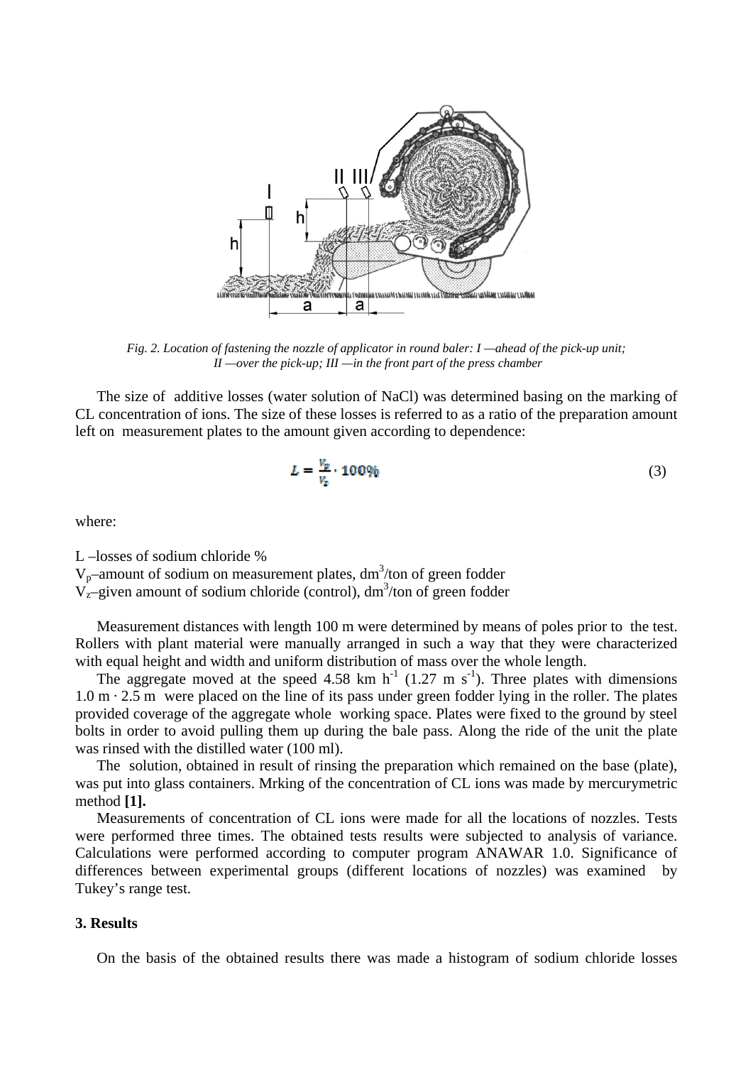*Fig. 2. Location of fastening the nozzle of applicator in round baler: I —ahead of the pick-up unit; II —over the pick-up; III —in the front part of the press chamber*

The size of additive losses (water solution of NaCl) was determined basing on the marking of CL concentration of ions. The size of these losses is referred to as a ratio of the preparation amount left on measurement plates to the amount given according to dependence:

$$L = \frac{V_p}{V_z} \cdot 100\% \tag{3}$$

where:

L –losses of sodium chloride %
$V_p$–amount of sodium on measurement plates, $dm^3$/ton of green fodder
$V_z$–given amount of sodium chloride (control), $dm^3$/ton of green fodder

Measurement distances with length 100 m were determined by means of poles prior to the test. Rollers with plant material were manually arranged in such a way that they were characterized with equal height and width and uniform distribution of mass over the whole length.

The aggregate moved at the speed 4.58 km $h^{-1}$ (1.27 m $s^{-1}$). Three plates with dimensions 1.0 m · 2.5 m were placed on the line of its pass under green fodder lying in the roller. The plates provided coverage of the aggregate whole working space. Plates were fixed to the ground by steel bolts in order to avoid pulling them up during the bale pass. Along the ride of the unit the plate was rinsed with the distilled water (100 ml).

The solution, obtained in result of rinsing the preparation which remained on the base (plate), was put into glass containers. Mrking of the concentration of CL ions was made by mercurymetric method **[1].**

Measurements of concentration of CL ions were made for all the locations of nozzles. Tests were performed three times. The obtained tests results were subjected to analysis of variance. Calculations were performed according to computer program ANAWAR 1.0. Significance of differences between experimental groups (different locations of nozzles) was examined by Tukey's range test.

### 3. Results

On the basis of the obtained results there was made a histogram of sodium chloride losses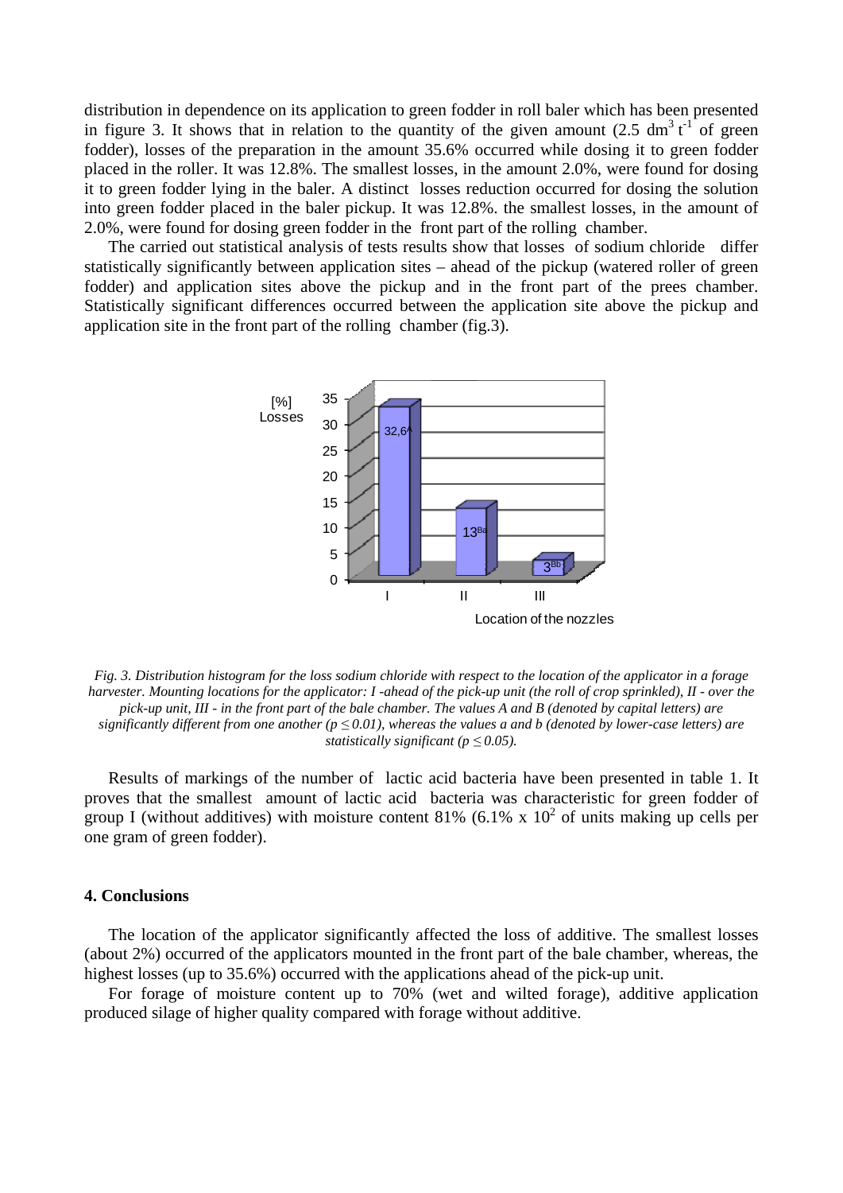distribution in dependence on its application to green fodder in roll baler which has been presented in figure 3. It shows that in relation to the quantity of the given amount (2.5 $dm^3 t^{-1}$ of green fodder), losses of the preparation in the amount 35.6% occurred while dosing it to green fodder placed in the roller. It was 12.8%. The smallest losses, in the amount 2.0%, were found for dosing it to green fodder lying in the baler. A distinct losses reduction occurred for dosing the solution into green fodder placed in the baler pickup. It was 12.8%. the smallest losses, in the amount of 2.0%, were found for dosing green fodder in the front part of the rolling chamber.

The carried out statistical analysis of tests results show that losses of sodium chloride differ statistically significantly between application sites – ahead of the pickup (watered roller of green fodder) and application sites above the pickup and in the front part of the prees chamber. Statistically significant differences occurred between the application site above the pickup and application site in the front part of the rolling chamber (fig.3).

[%] Losses

| Location of the nozzles | Losses [%] |
|---|---|
| I | 32,6[A] |
| II | 13[Ba] |
| III | 3[Bb] |

*Fig. 3. Distribution histogram for the loss sodium chloride with respect to the location of the applicator in a forage harvester. Mounting locations for the applicator: I -ahead of the pick-up unit (the roll of crop sprinkled), II - over the pick-up unit, III - in the front part of the bale chamber. The values A and B (denoted by capital letters) are significantly different from one another ($p \leq 0.01$), whereas the values a and b (denoted by lower-case letters) are statistically significant ($p \leq 0.05$).*

Results of markings of the number of lactic acid bacteria have been presented in table 1. It proves that the smallest amount of lactic acid bacteria was characteristic for green fodder of group I (without additives) with moisture content 81% (6.1% x $10^2$ of units making up cells per one gram of green fodder).

## 4. Conclusions

The location of the applicator significantly affected the loss of additive. The smallest losses (about 2%) occurred of the applicators mounted in the front part of the bale chamber, whereas, the highest losses (up to 35.6%) occurred with the applications ahead of the pick-up unit.

For forage of moisture content up to 70% (wet and wilted forage), additive application produced silage of higher quality compared with forage without additive.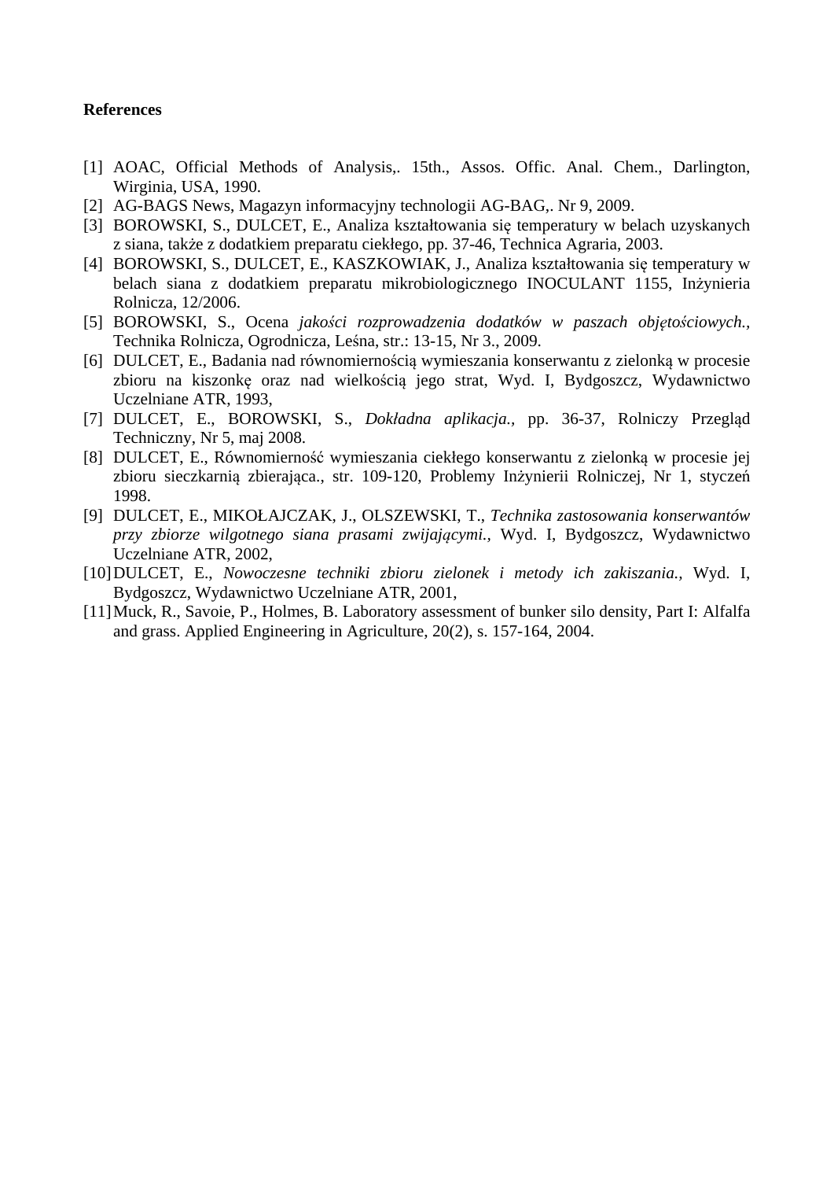**References**

[1] AOAC, Official Methods of Analysis,. 15th., Assos. Offic. Anal. Chem., Darlington, Wirginia, USA, 1990.

[2] AG-BAGS News, Magazyn informacyjny technologii AG-BAG,. Nr 9, 2009.

[3] BOROWSKI, S., DULCET, E., Analiza kształtowania się temperatury w belach uzyskanych z siana, także z dodatkiem preparatu ciekłego, pp. 37-46, Technica Agraria, 2003.

[4] BOROWSKI, S., DULCET, E., KASZKOWIAK, J., Analiza kształtowania się temperatury w belach siana z dodatkiem preparatu mikrobiologicznego INOCULANT 1155, Inżynieria Rolnicza, 12/2006.

[5] BOROWSKI, S., Ocena *jakości rozprowadzenia dodatków w paszach objętościowych.*, Technika Rolnicza, Ogrodnicza, Leśna, str.: 13-15, Nr 3., 2009.

[6] DULCET, E., Badania nad równomiernością wymieszania konserwantu z zielonką w procesie zbioru na kiszonkę oraz nad wielkością jego strat, Wyd. I, Bydgoszcz, Wydawnictwo Uczelniane ATR, 1993,

[7] DULCET, E., BOROWSKI, S., *Dokładna aplikacja.*, pp. 36-37, Rolniczy Przegląd Techniczny, Nr 5, maj 2008.

[8] DULCET, E., Równomierność wymieszania ciekłego konserwantu z zielonką w procesie jej zbioru sieczkarnią zbierająca., str. 109-120, Problemy Inżynierii Rolniczej, Nr 1, styczeń 1998.

[9] DULCET, E., MIKOŁAJCZAK, J., OLSZEWSKI, T., *Technika zastosowania konserwantów przy zbiorze wilgotnego siana prasami zwijającymi.*, Wyd. I, Bydgoszcz, Wydawnictwo Uczelniane ATR, 2002,

[10] DULCET, E., *Nowoczesne techniki zbioru zielonek i metody ich zakiszania.*, Wyd. I, Bydgoszcz, Wydawnictwo Uczelniane ATR, 2001,

[11] Muck, R., Savoie, P., Holmes, B. Laboratory assessment of bunker silo density, Part I: Alfalfa and grass. Applied Engineering in Agriculture, 20(2), s. 157-164, 2004.